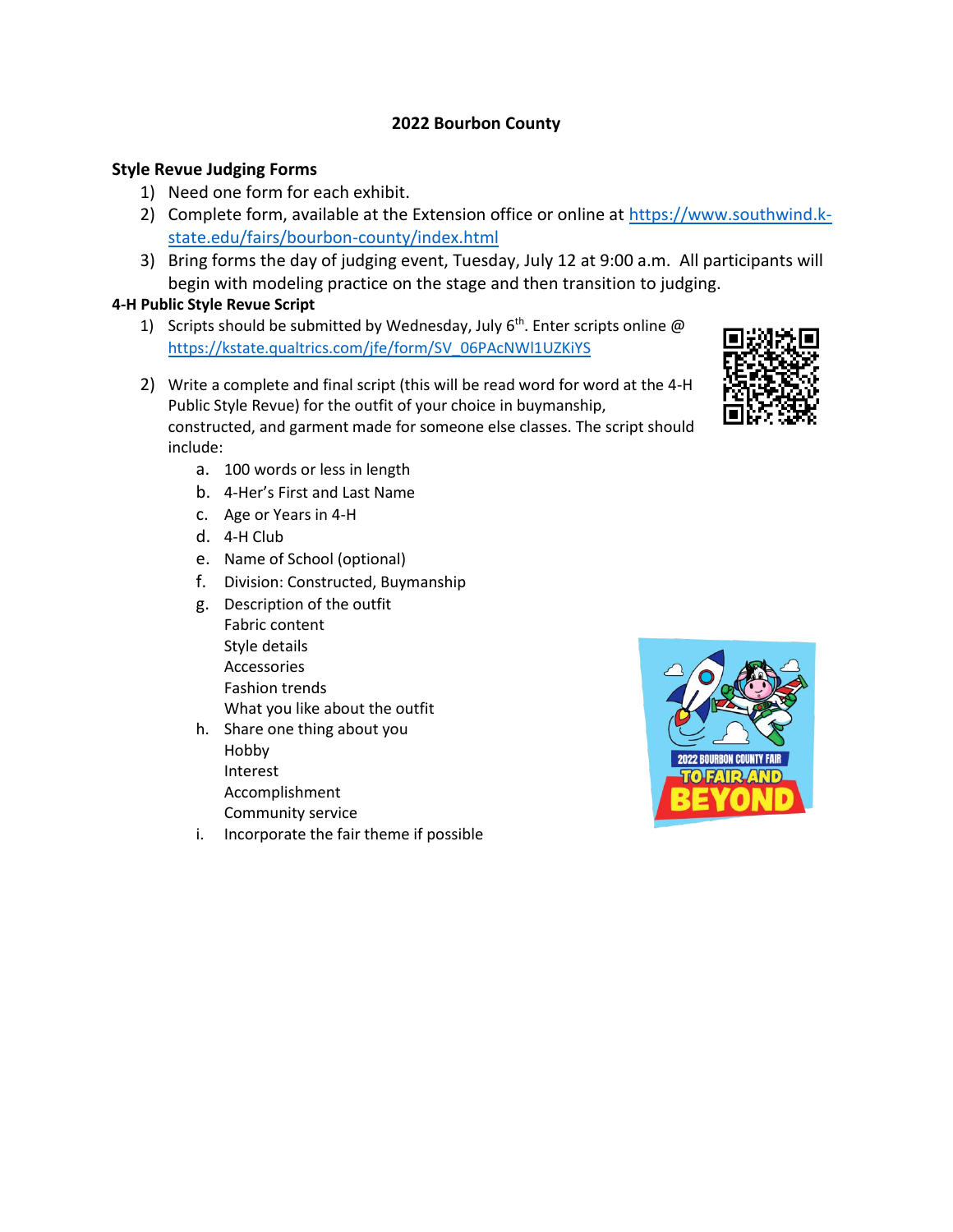# 2022 Bourbon County

## Style Revue Judging Forms

1) Need one form for each exhibit.
2) Complete form, available at the Extension office or online at https://www.southwind.k-state.edu/fairs/bourbon-county/index.html
3) Bring forms the day of judging event, Tuesday, July 12 at 9:00 a.m. All participants will begin with modeling practice on the stage and then transition to judging.

## 4-H Public Style Revue Script

1) Scripts should be submitted by Wednesday, July 6th. Enter scripts online @ https://kstate.qualtrics.com/jfe/form/SV_06PAcNWl1UZKiYS
2) Write a complete and final script (this will be read word for word at the 4-H Public Style Revue) for the outfit of your choice in buymanship, constructed, and garment made for someone else classes. The script should include:
   a. 100 words or less in length
   b. 4-Her's First and Last Name
   c. Age or Years in 4-H
   d. 4-H Club
   e. Name of School (optional)
   f. Division: Constructed, Buymanship
   g. Description of the outfit
      Fabric content
      Style details
      Accessories
      Fashion trends
      What you like about the outfit
   h. Share one thing about you
      Hobby
      Interest
      Accomplishment
      Community service
   i. Incorporate the fair theme if possible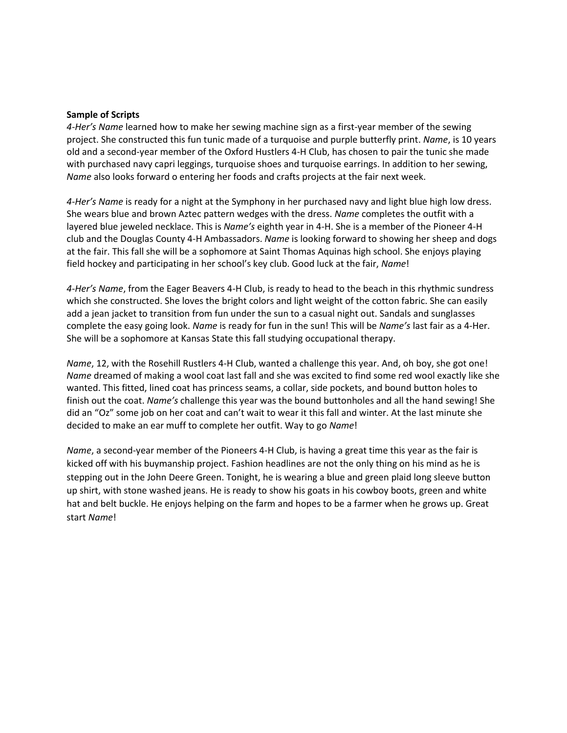**Sample of Scripts**

*4-Her's Name* learned how to make her sewing machine sign as a first-year member of the sewing project. She constructed this fun tunic made of a turquoise and purple butterfly print. *Name*, is 10 years old and a second-year member of the Oxford Hustlers 4-H Club, has chosen to pair the tunic she made with purchased navy capri leggings, turquoise shoes and turquoise earrings. In addition to her sewing, *Name* also looks forward o entering her foods and crafts projects at the fair next week.

*4-Her's Name* is ready for a night at the Symphony in her purchased navy and light blue high low dress. She wears blue and brown Aztec pattern wedges with the dress. *Name* completes the outfit with a layered blue jeweled necklace. This is *Name's* eighth year in 4-H. She is a member of the Pioneer 4-H club and the Douglas County 4-H Ambassadors. *Name* is looking forward to showing her sheep and dogs at the fair. This fall she will be a sophomore at Saint Thomas Aquinas high school. She enjoys playing field hockey and participating in her school's key club. Good luck at the fair, *Name*!

*4-Her's Name*, from the Eager Beavers 4-H Club, is ready to head to the beach in this rhythmic sundress which she constructed. She loves the bright colors and light weight of the cotton fabric. She can easily add a jean jacket to transition from fun under the sun to a casual night out. Sandals and sunglasses complete the easy going look. *Name* is ready for fun in the sun! This will be *Name's* last fair as a 4-Her. She will be a sophomore at Kansas State this fall studying occupational therapy.

*Name*, 12, with the Rosehill Rustlers 4-H Club, wanted a challenge this year. And, oh boy, she got one! *Name* dreamed of making a wool coat last fall and she was excited to find some red wool exactly like she wanted. This fitted, lined coat has princess seams, a collar, side pockets, and bound button holes to finish out the coat. *Name's* challenge this year was the bound buttonholes and all the hand sewing! She did an "Oz" some job on her coat and can't wait to wear it this fall and winter. At the last minute she decided to make an ear muff to complete her outfit. Way to go *Name*!

*Name*, a second-year member of the Pioneers 4-H Club, is having a great time this year as the fair is kicked off with his buymanship project. Fashion headlines are not the only thing on his mind as he is stepping out in the John Deere Green. Tonight, he is wearing a blue and green plaid long sleeve button up shirt, with stone washed jeans. He is ready to show his goats in his cowboy boots, green and white hat and belt buckle. He enjoys helping on the farm and hopes to be a farmer when he grows up. Great start *Name*!